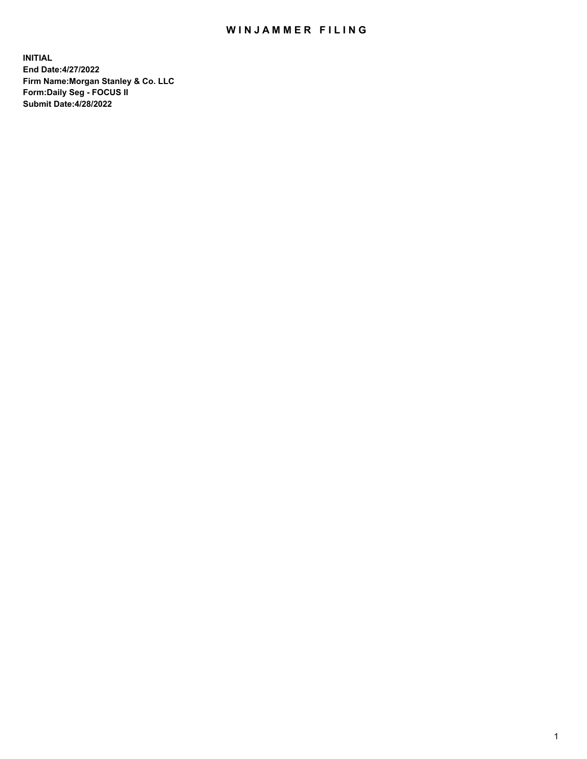# WINJAMMER FILING

**INITIAL**
**End Date:4/27/2022**
**Firm Name:Morgan Stanley & Co. LLC**
**Form:Daily Seg - FOCUS II**
**Submit Date:4/28/2022**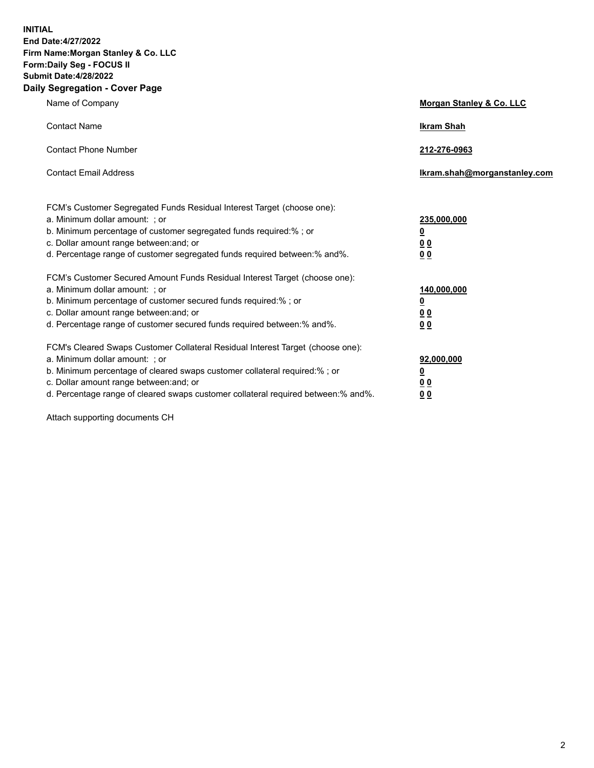**INITIAL**
**End Date:4/27/2022**
**Firm Name:Morgan Stanley & Co. LLC**
**Form:Daily Seg - FOCUS II**
**Submit Date:4/28/2022**

## Daily Segregation - Cover Page

| | |
|---|---|
| Name of Company | **Morgan Stanley & Co. LLC** |
| Contact Name | **Ikram Shah** |
| Contact Phone Number | **212-276-0963** |
| Contact Email Address | **Ikram.shah@morganstanley.com** |

| | |
|---|---|
| FCM's Customer Segregated Funds Residual Interest Target (choose one): | |
| a. Minimum dollar amount: ; or | **235,000,000** |
| b. Minimum percentage of customer segregated funds required:% ; or | **0** |
| c. Dollar amount range between:and; or | **0 0** |
| d. Percentage range of customer segregated funds required between:% and%. | **0 0** |
| FCM's Customer Secured Amount Funds Residual Interest Target (choose one): | |
| a. Minimum dollar amount: ; or | **140,000,000** |
| b. Minimum percentage of customer secured funds required:% ; or | **0** |
| c. Dollar amount range between:and; or | **0 0** |
| d. Percentage range of customer secured funds required between:% and%. | **0 0** |
| FCM's Cleared Swaps Customer Collateral Residual Interest Target (choose one): | |
| a. Minimum dollar amount: ; or | **92,000,000** |
| b. Minimum percentage of cleared swaps customer collateral required:% ; or | **0** |
| c. Dollar amount range between:and; or | **0 0** |
| d. Percentage range of cleared swaps customer collateral required between:% and%. | **0 0** |

Attach supporting documents CH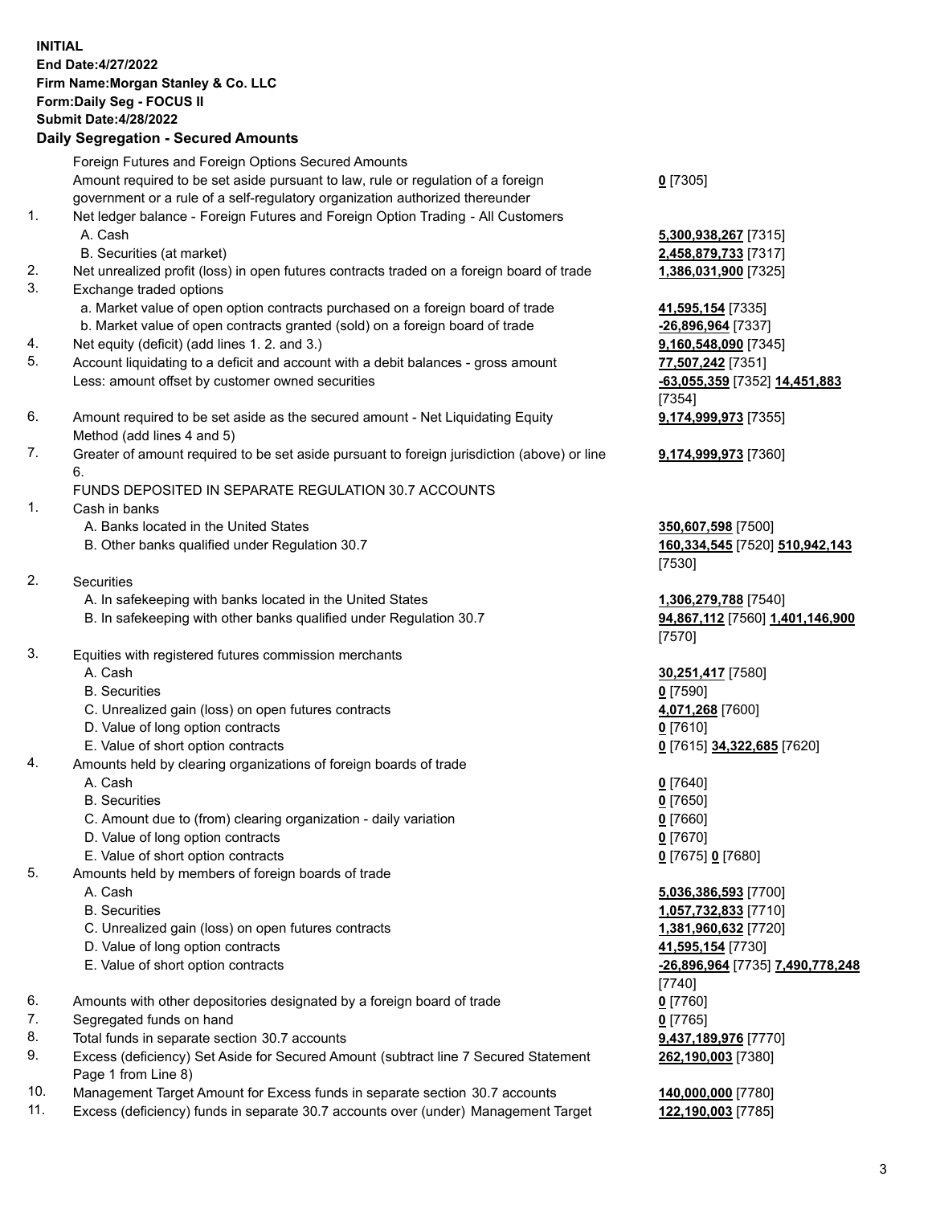**INITIAL**
**End Date:4/27/2022**
**Firm Name:Morgan Stanley & Co. LLC**
**Form:Daily Seg - FOCUS II**
**Submit Date:4/28/2022**

**Daily Segregation - Secured Amounts**

| | | |
|---|---|---|
| | Foreign Futures and Foreign Options Secured Amounts | |
| | Amount required to be set aside pursuant to law, rule or regulation of a foreign government or a rule of a self-regulatory organization authorized thereunder | **0** [7305] |
| 1. | Net ledger balance - Foreign Futures and Foreign Option Trading - All Customers | |
| | A. Cash | **5,300,938,267** [7315] |
| | B. Securities (at market) | **2,458,879,733** [7317] |
| 2. | Net unrealized profit (loss) in open futures contracts traded on a foreign board of trade | **1,386,031,900** [7325] |
| 3. | Exchange traded options | |
| | a. Market value of open option contracts purchased on a foreign board of trade | **41,595,154** [7335] |
| | b. Market value of open contracts granted (sold) on a foreign board of trade | **-26,896,964** [7337] |
| 4. | Net equity (deficit) (add lines 1. 2. and 3.) | **9,160,548,090** [7345] |
| 5. | Account liquidating to a deficit and account with a debit balances - gross amount | **77,507,242** [7351] |
| | Less: amount offset by customer owned securities | **-63,055,359** [7352] **14,451,883** [7354] |
| 6. | Amount required to be set aside as the secured amount - Net Liquidating Equity Method (add lines 4 and 5) | **9,174,999,973** [7355] |
| 7. | Greater of amount required to be set aside pursuant to foreign jurisdiction (above) or line 6. | **9,174,999,973** [7360] |
| | FUNDS DEPOSITED IN SEPARATE REGULATION 30.7 ACCOUNTS | |
| 1. | Cash in banks | |
| | A. Banks located in the United States | **350,607,598** [7500] |
| | B. Other banks qualified under Regulation 30.7 | **160,334,545** [7520] **510,942,143** [7530] |
| 2. | Securities | |
| | A. In safekeeping with banks located in the United States | **1,306,279,788** [7540] |
| | B. In safekeeping with other banks qualified under Regulation 30.7 | **94,867,112** [7560] **1,401,146,900** [7570] |
| 3. | Equities with registered futures commission merchants | |
| | A. Cash | **30,251,417** [7580] |
| | B. Securities | **0** [7590] |
| | C. Unrealized gain (loss) on open futures contracts | **4,071,268** [7600] |
| | D. Value of long option contracts | **0** [7610] |
| | E. Value of short option contracts | **0** [7615] **34,322,685** [7620] |
| 4. | Amounts held by clearing organizations of foreign boards of trade | |
| | A. Cash | **0** [7640] |
| | B. Securities | **0** [7650] |
| | C. Amount due to (from) clearing organization - daily variation | **0** [7660] |
| | D. Value of long option contracts | **0** [7670] |
| | E. Value of short option contracts | **0** [7675] **0** [7680] |
| 5. | Amounts held by members of foreign boards of trade | |
| | A. Cash | **5,036,386,593** [7700] |
| | B. Securities | **1,057,732,833** [7710] |
| | C. Unrealized gain (loss) on open futures contracts | **1,381,960,632** [7720] |
| | D. Value of long option contracts | **41,595,154** [7730] |
| | E. Value of short option contracts | **-26,896,964** [7735] **7,490,778,248** [7740] |
| 6. | Amounts with other depositories designated by a foreign board of trade | **0** [7760] |
| 7. | Segregated funds on hand | **0** [7765] |
| 8. | Total funds in separate section 30.7 accounts | **9,437,189,976** [7770] |
| 9. | Excess (deficiency) Set Aside for Secured Amount (subtract line 7 Secured Statement Page 1 from Line 8) | **262,190,003** [7380] |
| 10. | Management Target Amount for Excess funds in separate section 30.7 accounts | **140,000,000** [7780] |
| 11. | Excess (deficiency) funds in separate 30.7 accounts over (under) Management Target | **122,190,003** [7785] |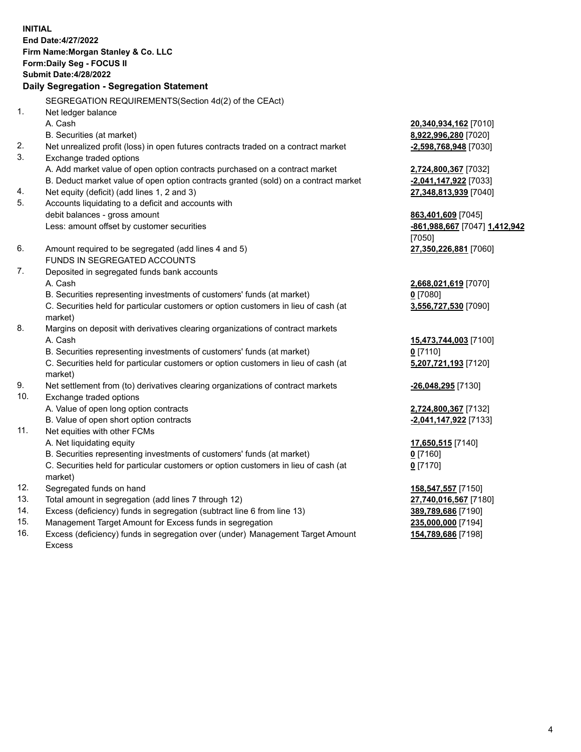**INITIAL**
**End Date:4/27/2022**
**Firm Name:Morgan Stanley & Co. LLC**
**Form:Daily Seg - FOCUS II**
**Submit Date:4/28/2022**

**Daily Segregation - Segregation Statement**

SEGREGATION REQUIREMENTS(Section 4d(2) of the CEAct)

| | | |
|---|---|---|
| 1. | Net ledger balance | |
| | A. Cash | **20,340,934,162** [7010] |
| | B. Securities (at market) | **8,922,996,280** [7020] |
| 2. | Net unrealized profit (loss) in open futures contracts traded on a contract market | **-2,598,768,948** [7030] |
| 3. | Exchange traded options | |
| | A. Add market value of open option contracts purchased on a contract market | **2,724,800,367** [7032] |
| | B. Deduct market value of open option contracts granted (sold) on a contract market | **-2,041,147,922** [7033] |
| 4. | Net equity (deficit) (add lines 1, 2 and 3) | **27,348,813,939** [7040] |
| 5. | Accounts liquidating to a deficit and accounts with debit balances - gross amount | **863,401,609** [7045] |
| | Less: amount offset by customer securities | **-861,988,667** [7047] **1,412,942** [7050] |
| 6. | Amount required to be segregated (add lines 4 and 5) | **27,350,226,881** [7060] |
| | FUNDS IN SEGREGATED ACCOUNTS | |
| 7. | Deposited in segregated funds bank accounts | |
| | A. Cash | **2,668,021,619** [7070] |
| | B. Securities representing investments of customers' funds (at market) | **0** [7080] |
| | C. Securities held for particular customers or option customers in lieu of cash (at market) | **3,556,727,530** [7090] |
| 8. | Margins on deposit with derivatives clearing organizations of contract markets | |
| | A. Cash | **15,473,744,003** [7100] |
| | B. Securities representing investments of customers' funds (at market) | **0** [7110] |
| | C. Securities held for particular customers or option customers in lieu of cash (at market) | **5,207,721,193** [7120] |
| 9. | Net settlement from (to) derivatives clearing organizations of contract markets | **-26,048,295** [7130] |
| 10. | Exchange traded options | |
| | A. Value of open long option contracts | **2,724,800,367** [7132] |
| | B. Value of open short option contracts | **-2,041,147,922** [7133] |
| 11. | Net equities with other FCMs | |
| | A. Net liquidating equity | **17,650,515** [7140] |
| | B. Securities representing investments of customers' funds (at market) | **0** [7160] |
| | C. Securities held for particular customers or option customers in lieu of cash (at market) | **0** [7170] |
| 12. | Segregated funds on hand | **158,547,557** [7150] |
| 13. | Total amount in segregation (add lines 7 through 12) | **27,740,016,567** [7180] |
| 14. | Excess (deficiency) funds in segregation (subtract line 6 from line 13) | **389,789,686** [7190] |
| 15. | Management Target Amount for Excess funds in segregation | **235,000,000** [7194] |
| 16. | Excess (deficiency) funds in segregation over (under) Management Target Amount Excess | **154,789,686** [7198] |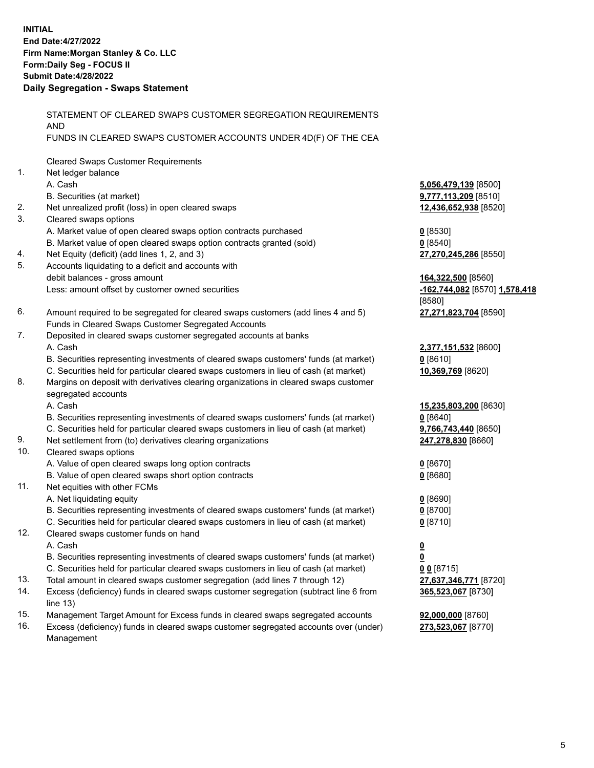**INITIAL**
**End Date:4/27/2022**
**Firm Name:Morgan Stanley & Co. LLC**
**Form:Daily Seg - FOCUS II**
**Submit Date:4/28/2022**
**Daily Segregation - Swaps Statement**

STATEMENT OF CLEARED SWAPS CUSTOMER SEGREGATION REQUIREMENTS AND
FUNDS IN CLEARED SWAPS CUSTOMER ACCOUNTS UNDER 4D(F) OF THE CEA

| | | |
|---|---|---|
| | Cleared Swaps Customer Requirements | |
| 1. | Net ledger balance | |
| | A. Cash | **5,056,479,139** [8500] |
| | B. Securities (at market) | **9,777,113,209** [8510] |
| 2. | Net unrealized profit (loss) in open cleared swaps | **12,436,652,938** [8520] |
| 3. | Cleared swaps options | |
| | A. Market value of open cleared swaps option contracts purchased | **0** [8530] |
| | B. Market value of open cleared swaps option contracts granted (sold) | **0** [8540] |
| 4. | Net Equity (deficit) (add lines 1, 2, and 3) | **27,270,245,286** [8550] |
| 5. | Accounts liquidating to a deficit and accounts with debit balances - gross amount | **164,322,500** [8560] |
| | Less: amount offset by customer owned securities | **-162,744,082** [8570] **1,578,418** [8580] |
| 6. | Amount required to be segregated for cleared swaps customers (add lines 4 and 5) | **27,271,823,704** [8590] |
| | Funds in Cleared Swaps Customer Segregated Accounts | |
| 7. | Deposited in cleared swaps customer segregated accounts at banks | |
| | A. Cash | **2,377,151,532** [8600] |
| | B. Securities representing investments of cleared swaps customers' funds (at market) | **0** [8610] |
| | C. Securities held for particular cleared swaps customers in lieu of cash (at market) | **10,369,769** [8620] |
| 8. | Margins on deposit with derivatives clearing organizations in cleared swaps customer segregated accounts | |
| | A. Cash | **15,235,803,200** [8630] |
| | B. Securities representing investments of cleared swaps customers' funds (at market) | **0** [8640] |
| | C. Securities held for particular cleared swaps customers in lieu of cash (at market) | **9,766,743,440** [8650] |
| 9. | Net settlement from (to) derivatives clearing organizations | **247,278,830** [8660] |
| 10. | Cleared swaps options | |
| | A. Value of open cleared swaps long option contracts | **0** [8670] |
| | B. Value of open cleared swaps short option contracts | **0** [8680] |
| 11. | Net equities with other FCMs | |
| | A. Net liquidating equity | **0** [8690] |
| | B. Securities representing investments of cleared swaps customers' funds (at market) | **0** [8700] |
| | C. Securities held for particular cleared swaps customers in lieu of cash (at market) | **0** [8710] |
| 12. | Cleared swaps customer funds on hand | |
| | A. Cash | **0** |
| | B. Securities representing investments of cleared swaps customers' funds (at market) | **0** |
| | C. Securities held for particular cleared swaps customers in lieu of cash (at market) | **0** **0** [8715] |
| 13. | Total amount in cleared swaps customer segregation (add lines 7 through 12) | **27,637,346,771** [8720] |
| 14. | Excess (deficiency) funds in cleared swaps customer segregation (subtract line 6 from line 13) | **365,523,067** [8730] |
| 15. | Management Target Amount for Excess funds in cleared swaps segregated accounts | **92,000,000** [8760] |
| 16. | Excess (deficiency) funds in cleared swaps customer segregated accounts over (under) Management | **273,523,067** [8770] |